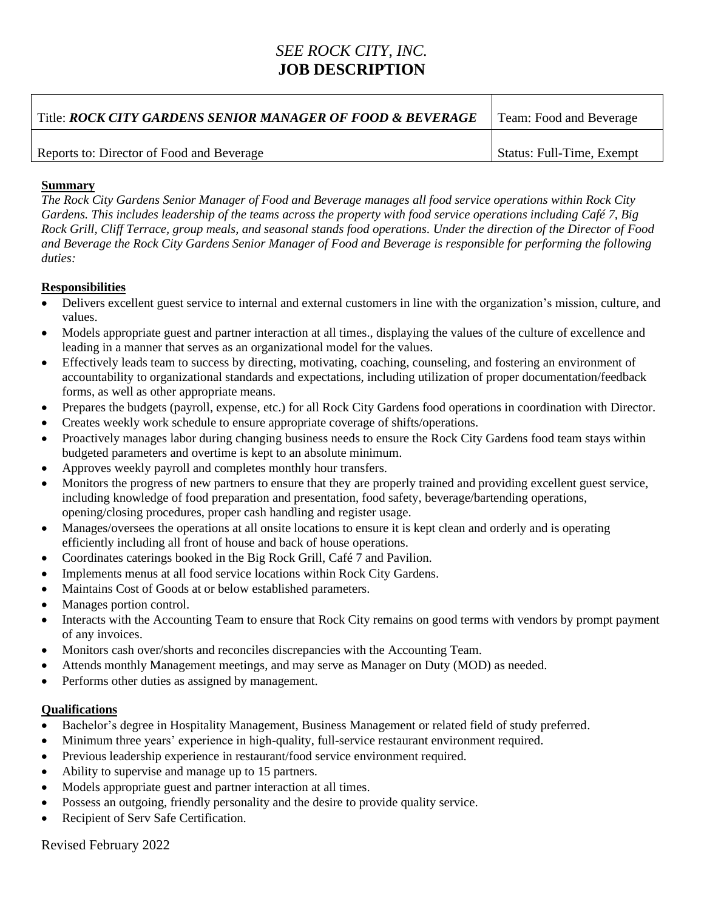# *SEE ROCK CITY, INC.*
# **JOB DESCRIPTION**

| Title: ***ROCK CITY GARDENS SENIOR MANAGER OF FOOD & BEVERAGE*** | Team: Food and Beverage |
|---|---|
| Reports to: Director of Food and Beverage | Status: Full-Time, Exempt |

## Summary

*The Rock City Gardens Senior Manager of Food and Beverage manages all food service operations within Rock City Gardens. This includes leadership of the teams across the property with food service operations including Café 7, Big Rock Grill, Cliff Terrace, group meals, and seasonal stands food operations. Under the direction of the Director of Food and Beverage the Rock City Gardens Senior Manager of Food and Beverage is responsible for performing the following duties:*

## Responsibilities

- Delivers excellent guest service to internal and external customers in line with the organization's mission, culture, and values.
- Models appropriate guest and partner interaction at all times., displaying the values of the culture of excellence and leading in a manner that serves as an organizational model for the values.
- Effectively leads team to success by directing, motivating, coaching, counseling, and fostering an environment of accountability to organizational standards and expectations, including utilization of proper documentation/feedback forms, as well as other appropriate means.
- Prepares the budgets (payroll, expense, etc.) for all Rock City Gardens food operations in coordination with Director.
- Creates weekly work schedule to ensure appropriate coverage of shifts/operations.
- Proactively manages labor during changing business needs to ensure the Rock City Gardens food team stays within budgeted parameters and overtime is kept to an absolute minimum.
- Approves weekly payroll and completes monthly hour transfers.
- Monitors the progress of new partners to ensure that they are properly trained and providing excellent guest service, including knowledge of food preparation and presentation, food safety, beverage/bartending operations, opening/closing procedures, proper cash handling and register usage.
- Manages/oversees the operations at all onsite locations to ensure it is kept clean and orderly and is operating efficiently including all front of house and back of house operations.
- Coordinates caterings booked in the Big Rock Grill, Café 7 and Pavilion.
- Implements menus at all food service locations within Rock City Gardens.
- Maintains Cost of Goods at or below established parameters.
- Manages portion control.
- Interacts with the Accounting Team to ensure that Rock City remains on good terms with vendors by prompt payment of any invoices.
- Monitors cash over/shorts and reconciles discrepancies with the Accounting Team.
- Attends monthly Management meetings, and may serve as Manager on Duty (MOD) as needed.
- Performs other duties as assigned by management.

## Qualifications

- Bachelor's degree in Hospitality Management, Business Management or related field of study preferred.
- Minimum three years' experience in high-quality, full-service restaurant environment required.
- Previous leadership experience in restaurant/food service environment required.
- Ability to supervise and manage up to 15 partners.
- Models appropriate guest and partner interaction at all times.
- Possess an outgoing, friendly personality and the desire to provide quality service.
- Recipient of Serv Safe Certification.

Revised February 2022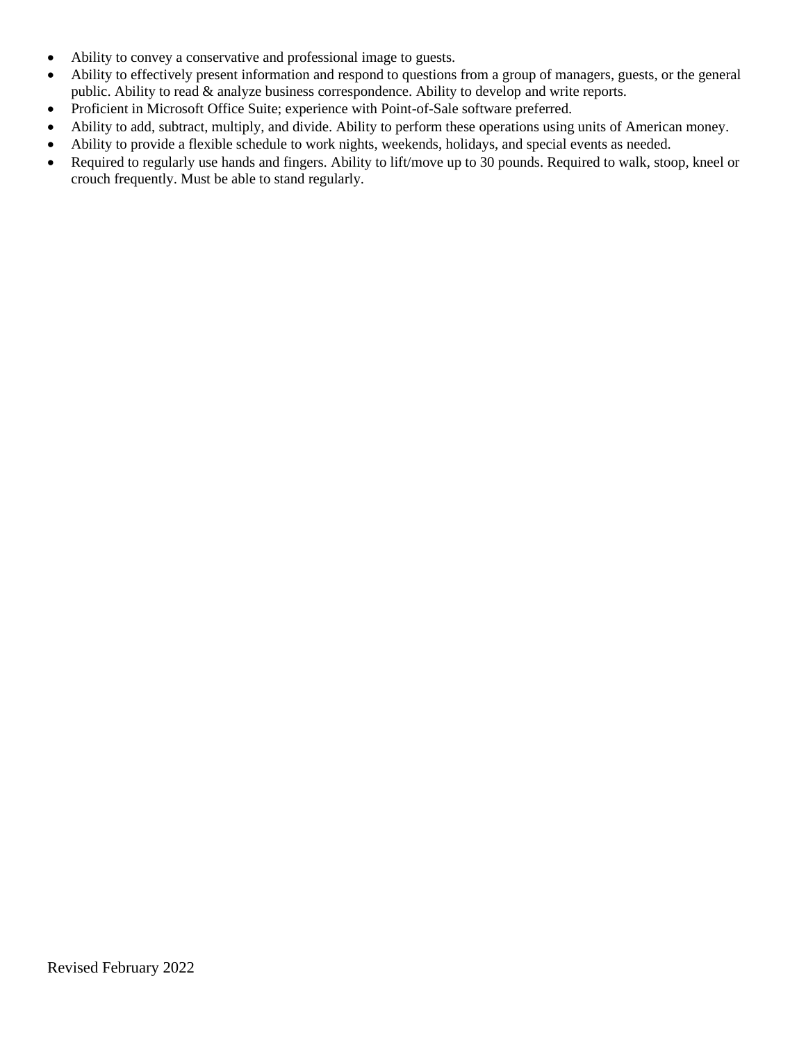- Ability to convey a conservative and professional image to guests.
- Ability to effectively present information and respond to questions from a group of managers, guests, or the general public. Ability to read & analyze business correspondence. Ability to develop and write reports.
- Proficient in Microsoft Office Suite; experience with Point-of-Sale software preferred.
- Ability to add, subtract, multiply, and divide. Ability to perform these operations using units of American money.
- Ability to provide a flexible schedule to work nights, weekends, holidays, and special events as needed.
- Required to regularly use hands and fingers. Ability to lift/move up to 30 pounds. Required to walk, stoop, kneel or crouch frequently. Must be able to stand regularly.

Revised February 2022